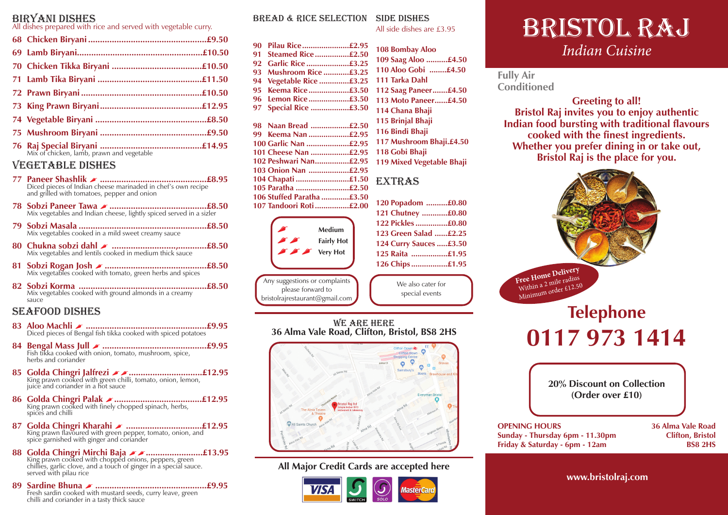## BIRYANI DISHES

All dishes prepared with rice and served with vegetable curry.

- **68 Chicken Biryani** ........ £9.50
- **69 Lamb Biryani** ........ £10.50
- **70 Chicken Tikka Biryani** ........ £10.50
- **71 Lamb Tika Biryani** ........ £11.50
- **72 Prawn Biryani** ........ £10.50
- **73 King Prawn Biryani** ........ £12.95
- **74 Vegetable Biryani** ........ £8.50
- **75 Mushroom Biryani** ........ £9.50
- **76 Raj Special Biryani** ........ £14.95
  Mix of chicken, lamb, prawn and vegetable

## VEGETABLE DISHES

- **77 Paneer Shashlik** 🌶 ........ £8.95
  Diced pieces of Indian cheese marinaded in chef's own recipe and grilled with tomatoes, pepper and onion
- **78 Sobzi Paneer Tawa** 🌶 ........ £8.50
  Mix vegetables and Indian cheese, lightly spiced served in a sizler
- **79 Sobzi Masala** ........ £8.50
  Mix vegetables cooked in a mild sweet creamy sauce
- **80 Chukna sobzi dahl** 🌶 ........ £8.50
  Mix vegetables and lentils cooked in medium thick sauce
- **81 Sobzi Rogan Josh** 🌶 ........ £8.50
  Mix vegetables cooked with tomato, green herbs and spices
- **82 Sobzi Korma** ........ £8.50
  Mix vegetables cooked with ground almonds in a creamy sauce

## SEAFOOD DISHES

- **83 Aloo Machli** 🌶 ........ £9.95
  Diced pieces of Bengal fish tikka cooked with spiced potatoes
- **84 Bengal Mass Jull** 🌶 ........ £9.95
  Fish tikka cooked with onion, tomato, mushroom, spice, herbs and coriander
- **85 Golda Chingri Jalfrezi** 🌶🌶 ........ £12.95
  King prawn cooked with green chilli, tomato, onion, lemon, juice and coriander in a hot sauce
- **86 Golda Chingri Palak** 🌶 ........ £12.95
  King prawn cooked with finely chopped spinach, herbs, spices and chilli
- **87 Golda Chingri Kharahi** 🌶 ........ £12.95
  King prawn flavoured with green pepper, tomato, onion, and spice garnished with ginger and coriander
- **88 Golda Chingri Mirchi Baja** 🌶🌶 ........ £13.95
  King prawn cooked with chopped onions, peppers, green chillies, garlic clove, and a touch of ginger in a special sauce. served with pilau rice
- **89 Sardine Bhuna** 🌶 ........ £9.95
  Fresh sardin cooked with mustard seeds, curry leave, green chilli and coriander in a tasty thick sauce

## BREAD & RICE SELECTION

- **90 Pilau Rice** ........ £2.95
- **91 Steamed Rice** ........ £2.50
- **92 Garlic Rice** ........ £3.25
- **93 Mushroom Rice** ........ £3.25
- **94 Vegetable Rice** ........ £3.25
- **95 Keema Rice** ........ £3.50
- **96 Lemon Rice** ........ £3.50
- **97 Special Rice** ........ £3.50

- **98 Naan Bread** ........ £2.50
- **99 Keema Nan** ........ £2.95
- **100 Garlic Nan** ........ £2.95
- **101 Cheese Nan** ........ £2.95
- **102 Peshwari Nan** ........ £2.95
- **103 Onion Nan** ........ £2.95
- **104 Chapati** ........ £1.50
- **105 Paratha** ........ £2.50
- **106 Stuffed Paratha** ........ £3.50
- **107 Tandoori Roti** ........ £2.00

| | |
|---|---|
| 🌶 | Medium |
| 🌶🌶 | Fairly Hot |
| 🌶🌶🌶 | Very Hot |

Any suggestions or complaints please forward to bristolrajrestaurant@gmail.com

## SIDE DISHES

All side dishes are £3.95

- **108 Bombay Aloo**
- **109 Saag Aloo** ........ £4.50
- **110 Aloo Gobi** ........ £4.50
- **111 Tarka Dahl**
- **112 Saag Paneer** ........ £4.50
- **113 Moto Paneer** ........ £4.50
- **114 Chana Bhaji**
- **115 Brinjal Bhaji**
- **116 Bindi Bhaji**
- **117 Mushroom Bhaji** ........ £4.50
- **118 Gobi Bhaji**
- **119 Mixed Vegetable Bhaji**

## EXTRAS

- **120 Popadom** ........ £0.80
- **121 Chutney** ........ £0.80
- **122 Pickles** ........ £0.80
- **123 Green Salad** ........ £2.25
- **124 Curry Sauces** ........ £3.50
- **125 Raita** ........ £1.95
- **126 Chips** ........ £1.95

We also cater for special events

## WE ARE HERE

**36 Alma Vale Road, Clifton, Bristol, BS8 2HS**

**All Major Credit Cards are accepted here**

VISA | SWITCH | SOLO | MasterCard

# BRISTOL RAJ

*Indian Cuisine*

**Fully Air Conditioned**

**Greeting to all!**
**Bristol Raj invites you to enjoy authentic Indian food bursting with traditional flavours cooked with the finest ingredients. Whether you prefer dining in or take out, Bristol Raj is the place for you.**

**Free Home Delivery**
Within a 2 mile radius
Minimum order £12.50

## Telephone
# 0117 973 1414

**20% Discount on Collection (Order over £10)**

**OPENING HOURS**
**Sunday - Thursday 6pm - 11.30pm**
**Friday & Saturday - 6pm - 12am**

**36 Alma Vale Road**
**Clifton, Bristol**
**BS8 2HS**

**www.bristolraj.com**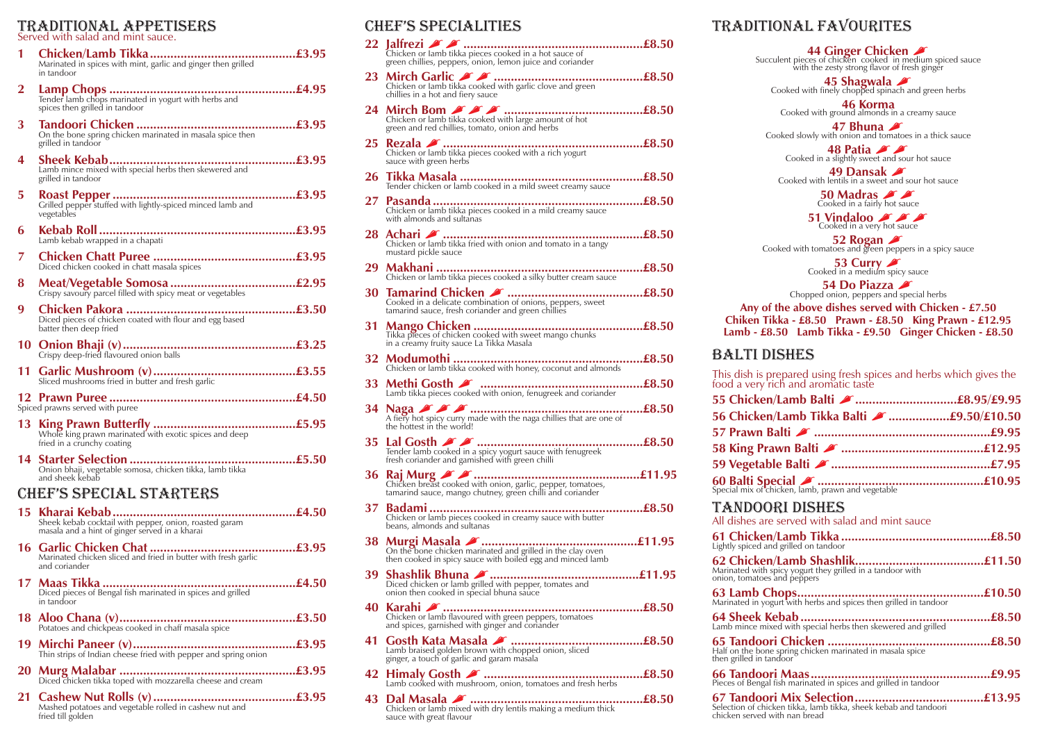## TRADITIONAL APPETISERS

Served with salad and mint sauce.

1. **Chicken/Lamb Tikka ........................................ £3.95**
   Marinated in spices with mint, garlic and ginger then grilled in tandoor
2. **Lamp Chops ........................................ £4.95**
   Tender lamb chops marinated in yogurt with herbs and spices then grilled in tandoor
3. **Tandoori Chicken ........................................ £3.95**
   On the bone spring chicken marinated in masala spice then grilled in tandoor
4. **Sheek Kebab ........................................ £3.95**
   Lamb mince mixed with special herbs then skewered and grilled in tandoor
5. **Roast Pepper ........................................ £3.95**
   Grilled pepper stuffed with lightly-spiced minced lamb and vegetables
6. **Kebab Roll ........................................ £3.95**
   Lamb kebab wrapped in a chapati
7. **Chicken Chatt Puree ........................................ £3.95**
   Diced chicken cooked in chatt masala spices
8. **Meat/Vegetable Somosa ........................................ £2.95**
   Crispy savoury parcel filled with spicy meat or vegetables
9. **Chicken Pakora ........................................ £3.50**
   Diced pieces of chicken coated with flour and egg based batter then deep fried
10. **Onion Bhaji (v) ........................................ £3.25**
    Crispy deep-fried flavoured onion balls
11. **Garlic Mushroom (v) ........................................ £3.55**
    Sliced mushrooms fried in butter and fresh garlic
12. **Prawn Puree ........................................ £4.50**
    Spiced prawns served with puree
13. **King Prawn Butterfly ........................................ £5.95**
    Whole king prawn marinated with exotic spices and deep fried in a crunchy coating
14. **Starter Selection ........................................ £5.50**
    Onion bhaji, vegetable somosa, chicken tikka, lamb tikka and sheek kebab

## CHEF'S SPECIAL STARTERS

15. **Kharai Kebab ........................................ £4.50**
    Sheek kebab cocktail with pepper, onion, roasted garam masala and a hint of ginger served in a kharai
16. **Garlic Chicken Chat ........................................ £3.95**
    Marinated chicken sliced and fried in butter with fresh garlic and coriander
17. **Maas Tikka ........................................ £4.50**
    Diced pieces of Bengal fish marinated in spices and grilled in tandoor
18. **Aloo Chana (v) ........................................ £3.50**
    Potatoes and chickpeas cooked in chaff masala spice
19. **Mirchi Paneer (v) ........................................ £3.95**
    Thin strips of Indian cheese fried with pepper and spring onion
20. **Murg Malabar ........................................ £3.95**
    Diced chicken tikka toped with mozzarella cheese and cream
21. **Cashew Nut Rolls (v) ........................................ £3.95**
    Mashed potatoes and vegetable rolled in cashew nut and fried till golden

## CHEF'S SPECIALITIES

22. **Jalfrezi 🌶🌶 ........................................ £8.50**
    Chicken or lamb tikka pieces cooked in a hot sauce of green chillies, peppers, onion, lemon juice and coriander
23. **Mirch Garlic 🌶🌶 ........................................ £8.50**
    Chicken or lamb tikka cooked with garlic clove and green chillies in a hot and fiery sauce
24. **Mirch Bom 🌶🌶🌶 ........................................ £8.50**
    Chicken or lamb tikka cooked with large amount of hot green and red chillies, tomato, onion and herbs
25. **Rezala 🌶 ........................................ £8.50**
    Chicken or lamb tikka pieces cooked with a rich yogurt sauce with green herbs
26. **Tikka Masala ........................................ £8.50**
    Tender chicken or lamb cooked in a mild sweet creamy sauce
27. **Pasanda ........................................ £8.50**
    Chicken or lamb tikka pieces cooked in a mild creamy sauce with almonds and sultanas
28. **Achari 🌶 ........................................ £8.50**
    Chicken or lamb tikka fried with onion and tomato in a tangy mustard pickle sauce
29. **Makhani ........................................ £8.50**
    Chicken or lamb tikka pieces cooked a silky butter cream sauce
30. **Tamarind Chicken 🌶 ........................................ £8.50**
    Cooked in a delicate combination of onions, peppers, sweet tamarind sauce, fresh coriander and green chillies
31. **Mango Chicken ........................................ £8.50**
    Tikka pieces of chicken cooked with sweet mango chunks in a creamy fruity sauce La Tikka Masala
32. **Modumothi ........................................ £8.50**
    Chicken or lamb tikka cooked with honey, coconut and almonds
33. **Methi Gosth 🌶 ........................................ £8.50**
    Lamb tikka pieces cooked with onion, fenugreek and coriander
34. **Naga 🌶🌶🌶 ........................................ £8.50**
    A fiery hot spicy curry made with the naga chillies that are one of the hottest in the world!
35. **Lal Gosth 🌶🌶 ........................................ £8.50**
    Tender lamb cooked in a spicy yogurt sauce with fenugreek fresh coriander and gamished with green chilli
36. **Raj Murg 🌶🌶 ........................................ £11.95**
    Chicken breast cooked with onion, garlic, pepper, tomatoes, tamarind sauce, mango chutney, green chilli and coriander
37. **Badami ........................................ £8.50**
    Chicken or lamb pieces cooked in creamy sauce with butter beans, almonds and sultanas
38. **Murgi Masala 🌶 ........................................ £11.95**
    On the bone chicken marinated and grilled in the clay oven then cooked in spicy sauce with boiled egg and minced lamb
39. **Shashlik Bhuna 🌶 ........................................ £11.95**
    Diced chicken or lamb grilled with pepper, tomates and onion then cooked in special bhuna sauce
40. **Karahi 🌶 ........................................ £8.50**
    Chicken or lamb flavoured with green peppers, tomatoes and spices, garnished with ginger and coriander
41. **Gosth Kata Masala 🌶 ........................................ £8.50**
    Lamb braised golden brown with chopped onion, sliced ginger, a touch of garlic and garam masala
42. **Himaly Gosth 🌶 ........................................ £8.50**
    Lamb cooked with mushroom, onion, tomatoes and fresh herbs
43. **Dal Masala 🌶 ........................................ £8.50**
    Chicken or lamb mixed with dry lentils making a medium thick sauce with great flavour

## TRADITIONAL FAVOURITES

**44 Ginger Chicken 🌶**
Succulent pieces of chicken cooked in medium spiced sauce with the zesty strong flavor of fresh ginger

**45 Shagwala 🌶**
Cooked with finely chopped spinach and green herbs

**46 Korma**
Cooked with ground almonds in a creamy sauce

**47 Bhuna 🌶**
Cooked slowly with onion and tomatoes in a thick sauce

**48 Patia 🌶🌶**
Cooked in a slightly sweet and sour hot sauce

**49 Dansak 🌶**
Cooked with lentils in a sweet and sour hot sauce

**50 Madras 🌶🌶**
Cooked in a fairly hot sauce

**51 Vindaloo 🌶🌶🌶**
Cooked in a very hot sauce

**52 Rogan 🌶**
Cooked with tomatoes and green peppers in a spicy sauce

**53 Curry 🌶**
Cooked in a medium spicy sauce

**54 Do Piazza 🌶**
Chopped onion, peppers and special herbs

**Any of the above dishes served with Chicken - £7.50**
**Chiken Tikka - £8.50 Prawn - £8.50 King Prawn - £12.95**
**Lamb - £8.50 Lamb Tikka - £9.50 Ginger Chicken - £8.50**

## BALTI DISHES

This dish is prepared using fresh spices and herbs which gives the food a very rich and aromatic taste

55. **Chicken/Lamb Balti 🌶 ........................................ £8.95/£9.95**
56. **Chicken/Lamb Tikka Balti 🌶 ........................................ £9.50/£10.50**
57. **Prawn Balti 🌶 ........................................ £9.95**
58. **King Prawn Balti 🌶 ........................................ £12.95**
59. **Vegetable Balti 🌶 ........................................ £7.95**
60. **Balti Special 🌶 ........................................ £10.95**
    Special mix of chicken, lamb, prawn and vegetable

## TANDOORI DISHES

All dishes are served with salad and mint sauce

61. **Chicken/Lamb Tikka ........................................ £8.50**
    Lightly spiced and grilled on tandoor
62. **Chicken/Lamb Shashlik ........................................ £11.50**
    Marinated with spicy yogurt they grilled in a tandoor with onion, tomatoes and peppers
63. **Lamb Chops ........................................ £10.50**
    Marinated in yogurt with herbs and spices then grilled in tandoor
64. **Sheek Kebab ........................................ £8.50**
    Lamb mince mixed with special herbs then skewered and grilled
65. **Tandoori Chicken ........................................ £8.50**
    Half on the bone spring chicken marinated in masala spice then grilled in tandoor
66. **Tandoori Maas ........................................ £9.95**
    Pieces of Bengal fish marinated in spices and grilled in tandoor
67. **Tandoori Mix Selection ........................................ £13.95**
    Selection of chicken tikka, lamb tikka, sheek kebab and tandoori chicken served with nan bread